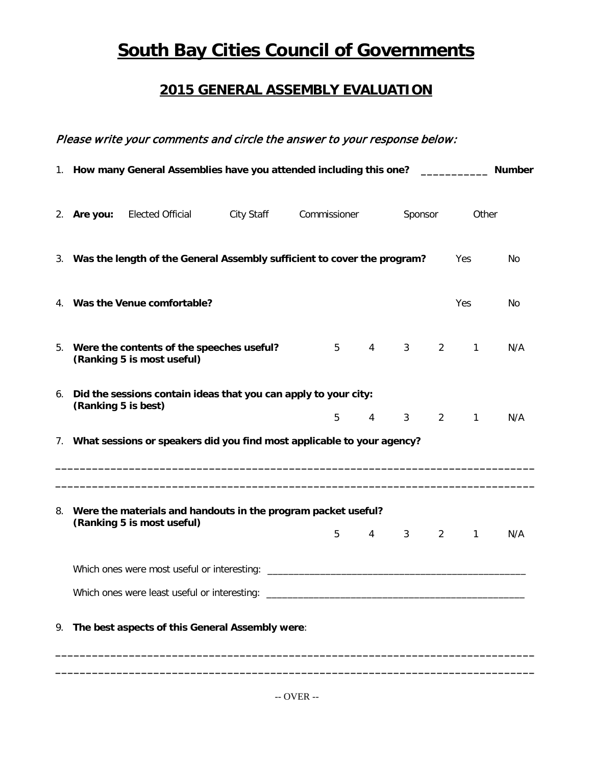# South Bay Cities Council of Governments

## 2015 GENERAL ASSEMBLY EVALUATION

*Please write your comments and circle the answer to your response below:*

1. **How many General Assemblies have you attended including this one?** ___________ **Number**

2. **Are you:** Elected Official City Staff Commissioner Sponsor Other

3. **Was the length of the General Assembly sufficient to cover the program?** Yes No

4. **Was the Venue comfortable?** Yes No

5. **Were the contents of the speeches useful?**
   **(Ranking 5 is most useful)** 5 4 3 2 1 N/A

6. **Did the sessions contain ideas that you can apply to your city:**
   **(Ranking 5 is best)** 5 4 3 2 1 N/A

7. **What sessions or speakers did you find most applicable to your agency?**

_____________________________________________________________________________

_____________________________________________________________________________

8. **Were the materials and handouts in the program packet useful?**
   **(Ranking 5 is most useful)** 5 4 3 2 1 N/A

   Which ones were most useful or interesting: ________________________________________________

   Which ones were least useful or interesting: ________________________________________________

9. **The best aspects of this General Assembly were**:

_____________________________________________________________________________

_____________________________________________________________________________

-- OVER --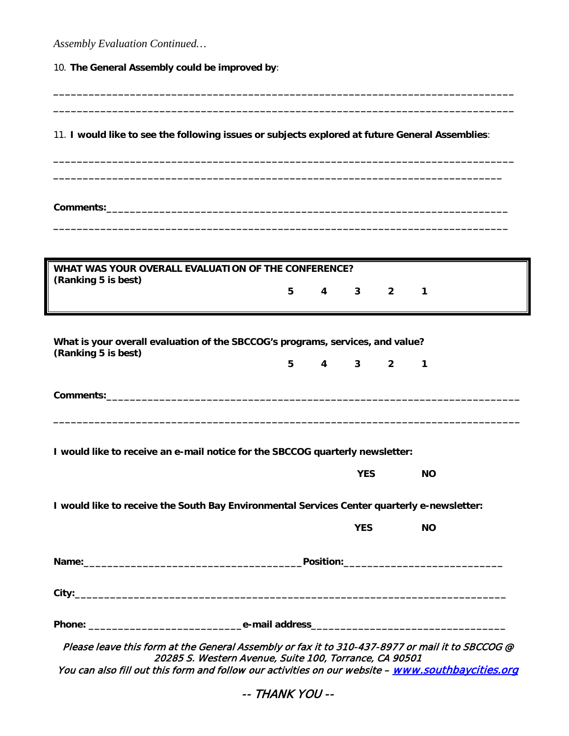*Assembly Evaluation Continued…*

10. **The General Assembly could be improved by**:

\_\_\_\_\_\_\_\_\_\_\_\_\_\_\_\_\_\_\_\_\_\_\_\_\_\_\_\_\_\_\_\_\_\_\_\_\_\_\_\_\_\_\_\_\_\_\_\_\_\_\_\_\_\_\_\_\_\_\_\_\_\_\_\_\_\_\_\_\_\_\_\_\_\_

\_\_\_\_\_\_\_\_\_\_\_\_\_\_\_\_\_\_\_\_\_\_\_\_\_\_\_\_\_\_\_\_\_\_\_\_\_\_\_\_\_\_\_\_\_\_\_\_\_\_\_\_\_\_\_\_\_\_\_\_\_\_\_\_\_\_\_\_\_\_\_\_\_\_

11. **I would like to see the following issues or subjects explored at future General Assemblies**:

\_\_\_\_\_\_\_\_\_\_\_\_\_\_\_\_\_\_\_\_\_\_\_\_\_\_\_\_\_\_\_\_\_\_\_\_\_\_\_\_\_\_\_\_\_\_\_\_\_\_\_\_\_\_\_\_\_\_\_\_\_\_\_\_\_\_\_\_\_\_\_\_\_\_

\_\_\_\_\_\_\_\_\_\_\_\_\_\_\_\_\_\_\_\_\_\_\_\_\_\_\_\_\_\_\_\_\_\_\_\_\_\_\_\_\_\_\_\_\_\_\_\_\_\_\_\_\_\_\_\_\_\_\_\_\_\_\_\_\_\_\_\_\_\_\_\_\_\_

**Comments:**\_\_\_\_\_\_\_\_\_\_\_\_\_\_\_\_\_\_\_\_\_\_\_\_\_\_\_\_\_\_\_\_\_\_\_\_\_\_\_\_\_\_\_\_\_\_\_\_\_\_\_\_\_\_\_\_\_\_\_\_\_\_\_\_\_\_

\_\_\_\_\_\_\_\_\_\_\_\_\_\_\_\_\_\_\_\_\_\_\_\_\_\_\_\_\_\_\_\_\_\_\_\_\_\_\_\_\_\_\_\_\_\_\_\_\_\_\_\_\_\_\_\_\_\_\_\_\_\_\_\_\_\_\_\_\_\_\_\_\_\_

**WHAT WAS YOUR OVERALL EVALUATION OF THE CONFERENCE?**
**(Ranking 5 is best)**

**5  4  3  2  1**

**What is your overall evaluation of the SBCCOG's programs, services, and value?**
**(Ranking 5 is best)**

**5  4  3  2  1**

**Comments:**\_\_\_\_\_\_\_\_\_\_\_\_\_\_\_\_\_\_\_\_\_\_\_\_\_\_\_\_\_\_\_\_\_\_\_\_\_\_\_\_\_\_\_\_\_\_\_\_\_\_\_\_\_\_\_\_\_\_\_\_\_\_\_\_\_\_

\_\_\_\_\_\_\_\_\_\_\_\_\_\_\_\_\_\_\_\_\_\_\_\_\_\_\_\_\_\_\_\_\_\_\_\_\_\_\_\_\_\_\_\_\_\_\_\_\_\_\_\_\_\_\_\_\_\_\_\_\_\_\_\_\_\_\_\_\_\_\_\_\_\_

**I would like to receive an e-mail notice for the SBCCOG quarterly newsletter:**

**YES  NO**

**I would like to receive the South Bay Environmental Services Center quarterly e-newsletter:**

**YES  NO**

**Name:**\_\_\_\_\_\_\_\_\_\_\_\_\_\_\_\_\_\_\_\_\_\_\_\_\_\_\_\_\_\_\_\_\_\_\_\_\_**Position:**\_\_\_\_\_\_\_\_\_\_\_\_\_\_\_\_\_\_\_\_\_\_\_\_\_\_\_

**City:**\_\_\_\_\_\_\_\_\_\_\_\_\_\_\_\_\_\_\_\_\_\_\_\_\_\_\_\_\_\_\_\_\_\_\_\_\_\_\_\_\_\_\_\_\_\_\_\_\_\_\_\_\_\_\_\_\_\_\_\_\_\_\_\_\_\_\_\_\_\_

**Phone:** \_\_\_\_\_\_\_\_\_\_\_\_\_\_\_\_\_\_\_\_\_\_\_\_\_\_**e-mail address**\_\_\_\_\_\_\_\_\_\_\_\_\_\_\_\_\_\_\_\_\_\_\_\_\_\_\_\_\_\_\_\_

*Please leave this form at the General Assembly or fax it to 310-437-8977 or mail it to SBCCOG @ 20285 S. Western Avenue, Suite 100, Torrance, CA 90501*
*You can also fill out this form and follow our activities on our website – [www.southbaycities.org](http://www.southbaycities.org)*

*-- THANK YOU --*